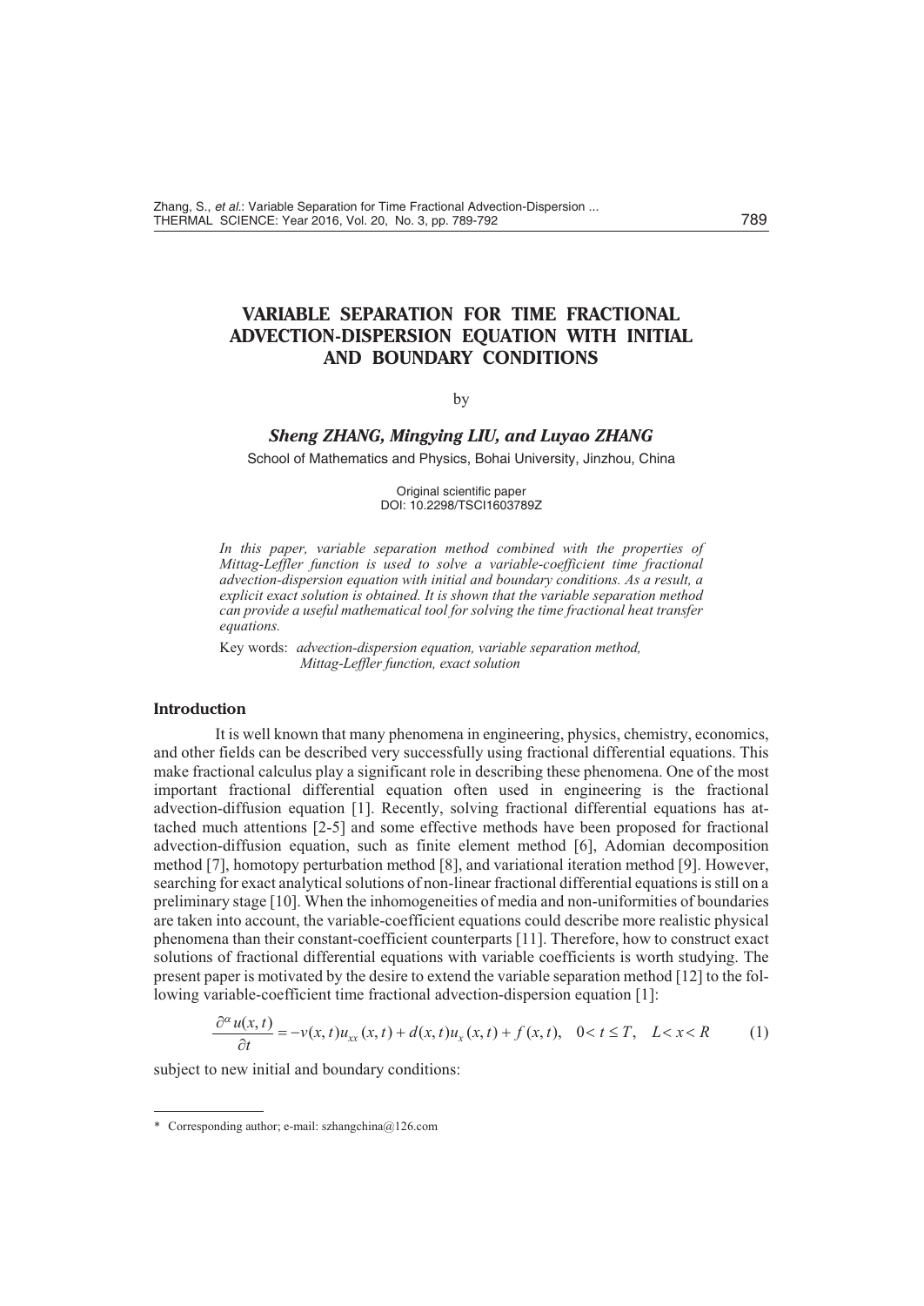# VARIABLE SEPARATION FOR TIME FRACTIONAL ADVECTION-DISPERSION EQUATION WITH INITIAL AND BOUNDARY CONDITIONS

by

***Sheng ZHANG, Mingying LIU, and Luyao ZHANG***

School of Mathematics and Physics, Bohai University, Jinzhou, China

Original scientific paper
DOI: 10.2298/TSCI1603789Z

*In this paper, variable separation method combined with the properties of Mittag-Leffler function is used to solve a variable-coefficient time fractional advection-dispersion equation with initial and boundary conditions. As a result, a explicit exact solution is obtained. It is shown that the variable separation method can provide a useful mathematical tool for solving the time fractional heat transfer equations.*

Key words: *advection-dispersion equation, variable separation method, Mittag-Leffler function, exact solution*

## Introduction

It is well known that many phenomena in engineering, physics, chemistry, economics, and other fields can be described very successfully using fractional differential equations. This make fractional calculus play a significant role in describing these phenomena. One of the most important fractional differential equation often used in engineering is the fractional advection-diffusion equation [1]. Recently, solving fractional differential equations has attached much attentions [2-5] and some effective methods have been proposed for fractional advection-diffusion equation, such as finite element method [6], Adomian decomposition method [7], homotopy perturbation method [8], and variational iteration method [9]. However, searching for exact analytical solutions of non-linear fractional differential equations is still on a preliminary stage [10]. When the inhomogeneities of media and non-uniformities of boundaries are taken into account, the variable-coefficient equations could describe more realistic physical phenomena than their constant-coefficient counterparts [11]. Therefore, how to construct exact solutions of fractional differential equations with variable coefficients is worth studying. The present paper is motivated by the desire to extend the variable separation method [12] to the following variable-coefficient time fractional advection-dispersion equation [1]:

$$\frac{\partial^{\alpha} u(x,t)}{\partial t} = -v(x,t)u_{xx}(x,t) + d(x,t)u_{x}(x,t) + f(x,t), \quad 0 < t \le T, \quad L < x < R \tag{1}$$

subject to new initial and boundary conditions:

---

\* Corresponding author; e-mail: szhangchina@126.com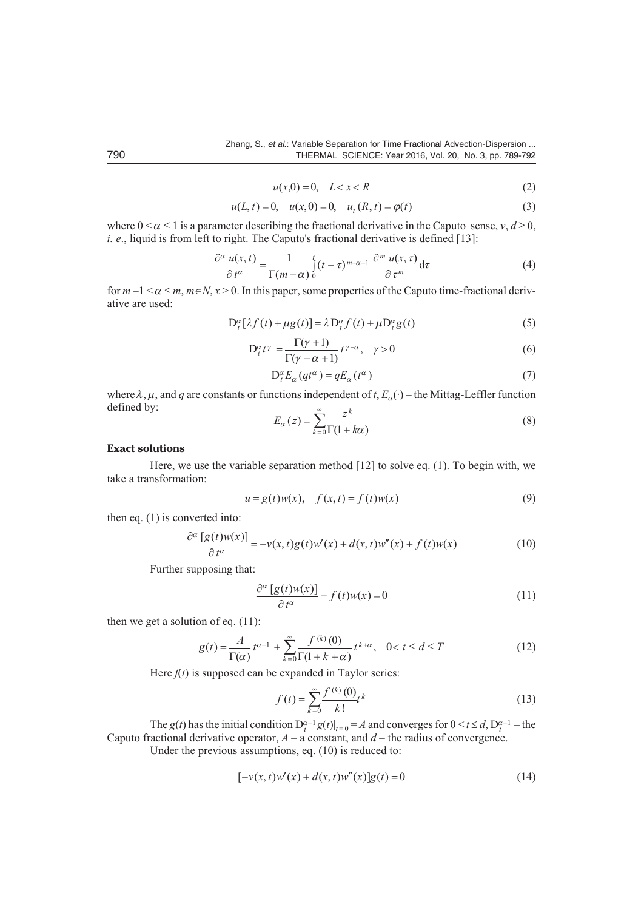$$u(x,0) = 0, \quad L < x < R \tag{2}$$

$$u(L,t) = 0, \quad u(x,0) = 0, \quad u_t(R,t) = \varphi(t) \tag{3}$$

where $0 < \alpha \le 1$ is a parameter describing the fractional derivative in the Caputo sense, $v, d \ge 0$, *i. e.*, liquid is from left to right. The Caputo's fractional derivative is defined [13]:

$$\frac{\partial^\alpha u(x,t)}{\partial t^\alpha} = \frac{1}{\Gamma(m-\alpha)} \int_0^t (t-\tau)^{m-\alpha-1} \frac{\partial^m u(x,\tau)}{\partial \tau^m} \mathrm{d}\tau \tag{4}$$

for $m-1 < \alpha \le m$, $m \in N$, $x > 0$. In this paper, some properties of the Caputo time-fractional derivative are used:

$$\mathrm{D}_t^\alpha [\lambda f(t) + \mu g(t)] = \lambda \mathrm{D}_t^\alpha f(t) + \mu \mathrm{D}_t^\alpha g(t) \tag{5}$$

$$\mathrm{D}_t^\alpha t^\gamma = \frac{\Gamma(\gamma+1)}{\Gamma(\gamma-\alpha+1)} t^{\gamma-\alpha}, \quad \gamma > 0 \tag{6}$$

$$\mathrm{D}_t^\alpha E_\alpha(qt^\alpha) = qE_\alpha(t^\alpha) \tag{7}$$

where $\lambda$, $\mu$, and $q$ are constants or functions independent of $t$, $E_\alpha(\cdot)$ – the Mittag-Leffler function defined by:

$$E_\alpha(z) = \sum_{k=0}^{\infty} \frac{z^k}{\Gamma(1+k\alpha)} \tag{8}$$

## Exact solutions

Here, we use the variable separation method [12] to solve eq. (1). To begin with, we take a transformation:

$$u = g(t)w(x), \quad f(x,t) = f(t)w(x) \tag{9}$$

then eq. (1) is converted into:

$$\frac{\partial^\alpha [g(t)w(x)]}{\partial t^\alpha} = -v(x,t)g(t)w'(x) + d(x,t)w''(x) + f(t)w(x) \tag{10}$$

Further supposing that:

$$\frac{\partial^\alpha [g(t)w(x)]}{\partial t^\alpha} - f(t)w(x) = 0 \tag{11}$$

then we get a solution of eq. (11):

$$g(t) = \frac{A}{\Gamma(\alpha)} t^{\alpha-1} + \sum_{k=0}^{\infty} \frac{f^{(k)}(0)}{\Gamma(1+k+\alpha)} t^{k+\alpha}, \quad 0 < t \le d \le T \tag{12}$$

Here $f(t)$ is supposed can be expanded in Taylor series:

$$f(t) = \sum_{k=0}^{\infty} \frac{f^{(k)}(0)}{k!} t^k \tag{13}$$

The $g(t)$ has the initial condition $\mathrm{D}_t^{\alpha-1} g(t)|_{t=0} = A$ and converges for $0 < t \le d$, $\mathrm{D}_t^{\alpha-1}$ – the Caputo fractional derivative operator, $A$ – a constant, and $d$ – the radius of convergence.

Under the previous assumptions, eq. (10) is reduced to:

$$[-v(x,t)w'(x) + d(x,t)w''(x)]g(t) = 0 \tag{14}$$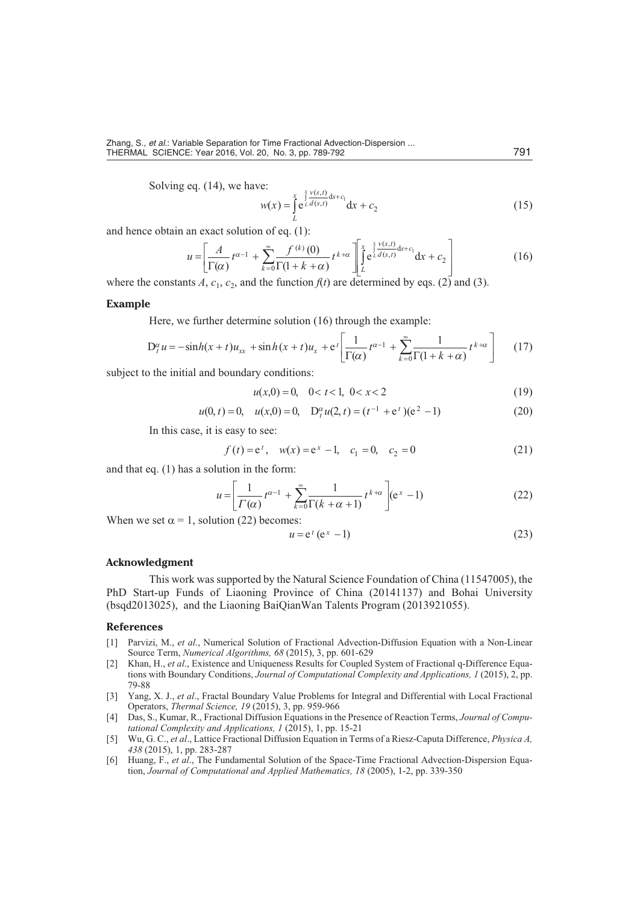Solving eq. (14), we have:

$$w(x)=\int_L^x \mathrm{e}^{\int_L^x \frac{v(s,t)}{d(s,t)}\mathrm{d}s+c_1}\mathrm{d}x+c_2 \tag{15}$$

and hence obtain an exact solution of eq. (1):

$$u=\left[\frac{A}{\Gamma(\alpha)}t^{\alpha-1}+\sum_{k=0}^{\infty}\frac{f^{(k)}(0)}{\Gamma(1+k+\alpha)}t^{k+\alpha}\right]\left[\int_L^x \mathrm{e}^{\int_L^x \frac{v(s,t)}{d(s,t)}\mathrm{d}s+c_1}\mathrm{d}x+c_2\right] \tag{16}$$

where the constants $A$, $c_1$, $c_2$, and the function $f(t)$ are determined by eqs. (2) and (3).

## Example

Here, we further determine solution (16) through the example:

$$\mathrm{D}_t^{\alpha}u=-\sinh(x+t)u_{xx}+\sinh(x+t)u_x+\mathrm{e}^t\left[\frac{1}{\Gamma(\alpha)}t^{\alpha-1}+\sum_{k=0}^{\infty}\frac{1}{\Gamma(1+k+\alpha)}t^{k+\alpha}\right] \tag{17}$$

subject to the initial and boundary conditions:

$$u(x,0)=0,\quad 0<t<1,\ 0<x<2 \tag{19}$$

$$u(0,t)=0,\quad u(x,0)=0,\quad \mathrm{D}_t^{\alpha}u(2,t)=(t^{-1}+\mathrm{e}^t)(\mathrm{e}^2-1) \tag{20}$$

In this case, it is easy to see:

$$f(t)=\mathrm{e}^t,\quad w(x)=\mathrm{e}^x-1,\quad c_1=0,\quad c_2=0 \tag{21}$$

and that eq. (1) has a solution in the form:

$$u=\left[\frac{1}{\Gamma(\alpha)}t^{\alpha-1}+\sum_{k=0}^{\infty}\frac{1}{\Gamma(k+\alpha+1)}t^{k+\alpha}\right](\mathrm{e}^x-1) \tag{22}$$

When we set $\alpha=1$, solution (22) becomes:

$$u=\mathrm{e}^t(\mathrm{e}^x-1) \tag{23}$$

## Acknowledgment

This work was supported by the Natural Science Foundation of China (11547005), the PhD Start-up Funds of Liaoning Province of China (20141137) and Bohai University (bsqd2013025), and the Liaoning BaiQianWan Talents Program (2013921055).

## References

[1] Parvizi, M., *et al*., Numerical Solution of Fractional Advection-Diffusion Equation with a Non-Linear Source Term, *Numerical Algorithms, 68* (2015), 3, pp. 601-629

[2] Khan, H., *et al*., Existence and Uniqueness Results for Coupled System of Fractional q-Difference Equations with Boundary Conditions, *Journal of Computational Complexity and Applications, 1* (2015), 2, pp. 79-88

[3] Yang, X. J., *et al*., Fractal Boundary Value Problems for Integral and Differential with Local Fractional Operators, *Thermal Science, 19* (2015), 3, pp. 959-966

[4] Das, S., Kumar, R., Fractional Diffusion Equations in the Presence of Reaction Terms, *Journal of Computational Complexity and Applications, 1* (2015), 1, pp. 15-21

[5] Wu, G. C., *et al*., Lattice Fractional Diffusion Equation in Terms of a Riesz-Caputa Difference, *Physica A, 438* (2015), 1, pp. 283-287

[6] Huang, F., *et al*., The Fundamental Solution of the Space-Time Fractional Advection-Dispersion Equation, *Journal of Computational and Applied Mathematics, 18* (2005), 1-2, pp. 339-350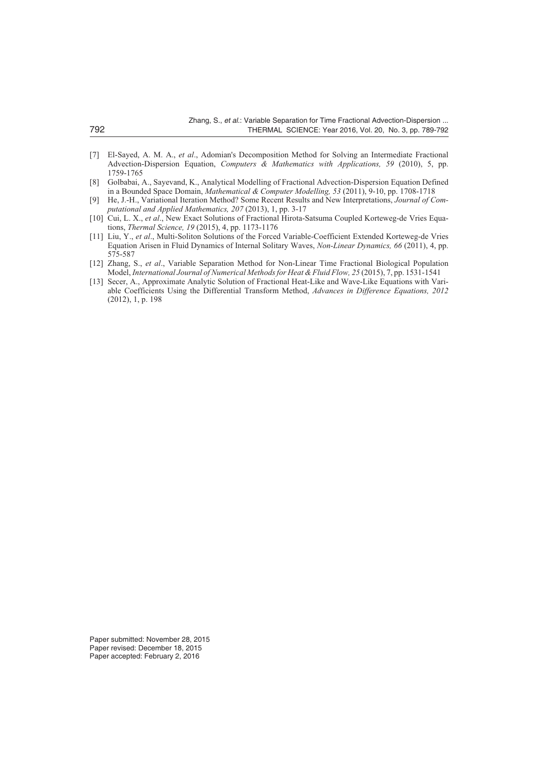[7] El-Sayed, A. M. A., *et al*., Adomian's Decomposition Method for Solving an Intermediate Fractional Advection-Dispersion Equation, *Computers & Mathematics with Applications, 59* (2010), 5, pp. 1759-1765

[8] Golbabai, A., Sayevand, K., Analytical Modelling of Fractional Advection-Dispersion Equation Defined in a Bounded Space Domain, *Mathematical & Computer Modelling, 53* (2011), 9-10, pp. 1708-1718

[9] He, J.-H., Variational Iteration Method? Some Recent Results and New Interpretations, *Journal of Computational and Applied Mathematics, 207* (2013), 1, pp. 3-17

[10] Cui, L. X., *et al*., New Exact Solutions of Fractional Hirota-Satsuma Coupled Korteweg-de Vries Equations, *Thermal Science, 19* (2015), 4, pp. 1173-1176

[11] Liu, Y., *et al*., Multi-Soliton Solutions of the Forced Variable-Coefficient Extended Korteweg-de Vries Equation Arisen in Fluid Dynamics of Internal Solitary Waves, *Non-Linear Dynamics, 66* (2011), 4, pp. 575-587

[12] Zhang, S., *et al*., Variable Separation Method for Non-Linear Time Fractional Biological Population Model, *International Journal of Numerical Methods for Heat & Fluid Flow, 25* (2015), 7, pp. 1531-1541

[13] Secer, A., Approximate Analytic Solution of Fractional Heat-Like and Wave-Like Equations with Variable Coefficients Using the Differential Transform Method, *Advances in Difference Equations, 2012* (2012), 1, p. 198

Paper submitted: November 28, 2015
Paper revised: December 18, 2015
Paper accepted: February 2, 2016